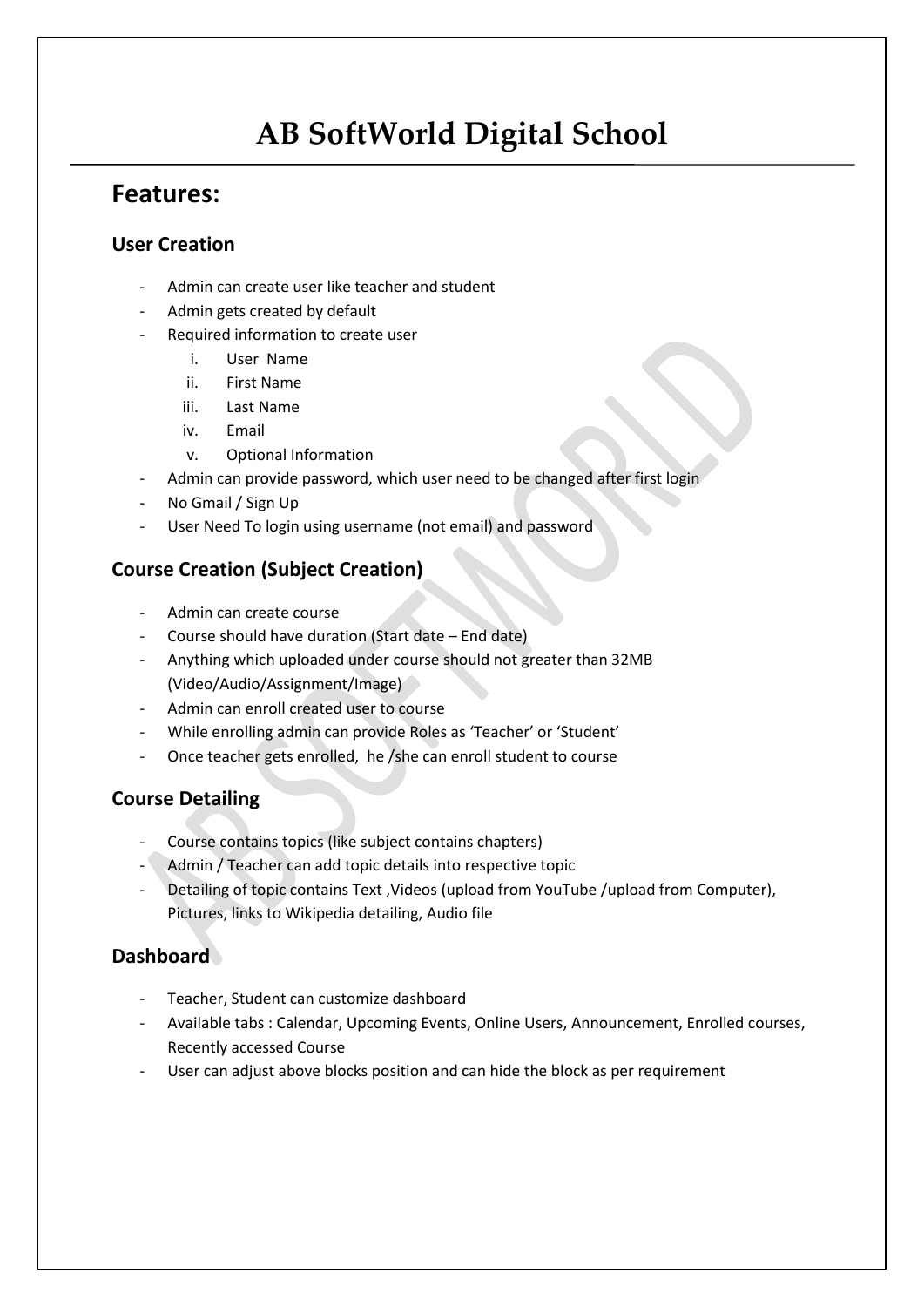# AB SoftWorld Digital School

## Features:

### User Creation

- Admin can create user like teacher and student
- Admin gets created by default
- Required information to create user
  1. User Name
  2. First Name
  3. Last Name
  4. Email
  5. Optional Information
- Admin can provide password, which user need to be changed after first login
- No Gmail / Sign Up
- User Need To login using username (not email) and password

### Course Creation (Subject Creation)

- Admin can create course
- Course should have duration (Start date – End date)
- Anything which uploaded under course should not greater than 32MB (Video/Audio/Assignment/Image)
- Admin can enroll created user to course
- While enrolling admin can provide Roles as 'Teacher' or 'Student'
- Once teacher gets enrolled, he /she can enroll student to course

### Course Detailing

- Course contains topics (like subject contains chapters)
- Admin / Teacher can add topic details into respective topic
- Detailing of topic contains Text ,Videos (upload from YouTube /upload from Computer), Pictures, links to Wikipedia detailing, Audio file

### Dashboard

- Teacher, Student can customize dashboard
- Available tabs : Calendar, Upcoming Events, Online Users, Announcement, Enrolled courses, Recently accessed Course
- User can adjust above blocks position and can hide the block as per requirement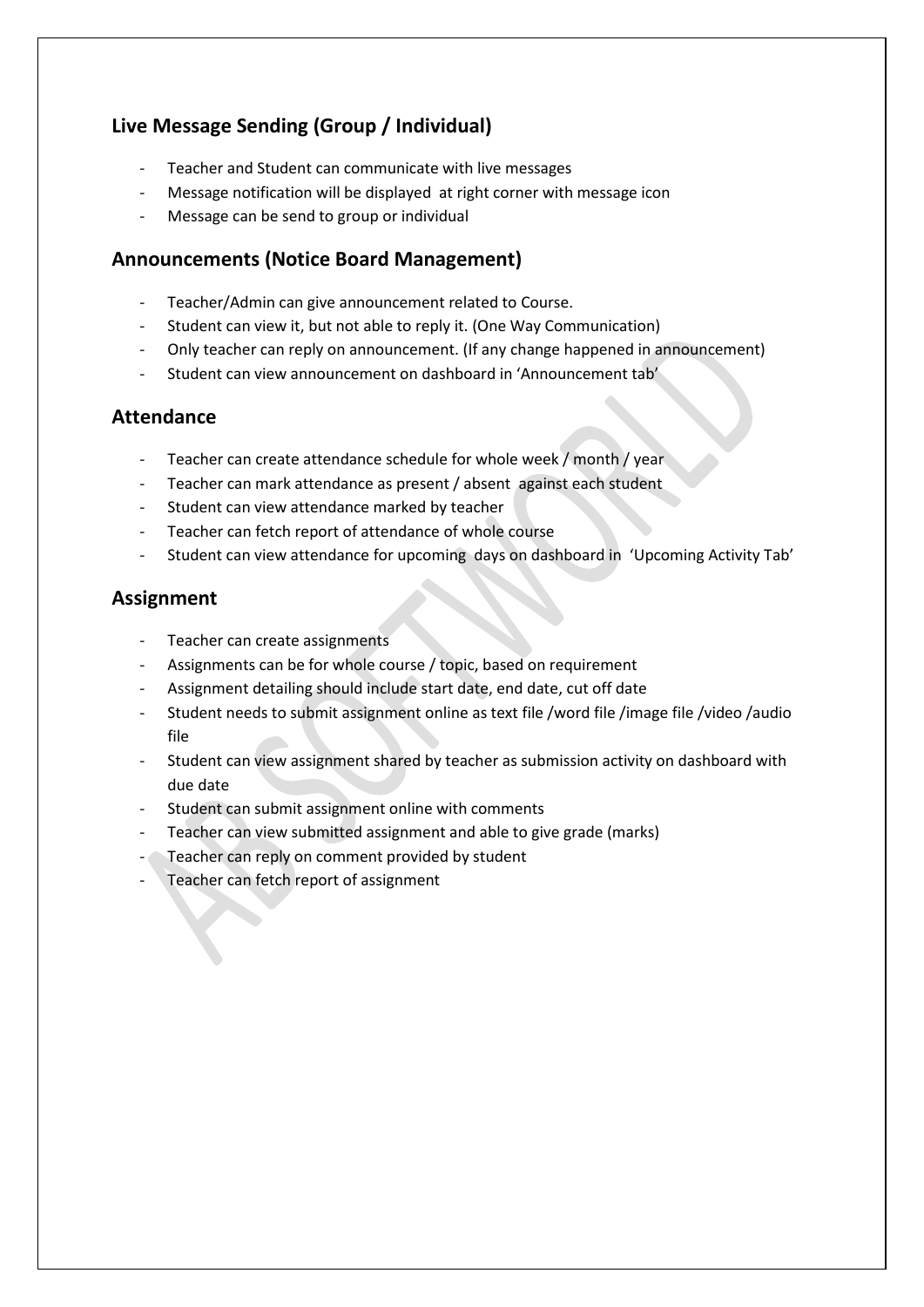## Live Message Sending (Group / Individual)

- Teacher and Student can communicate with live messages
- Message notification will be displayed at right corner with message icon
- Message can be send to group or individual

## Announcements (Notice Board Management)

- Teacher/Admin can give announcement related to Course.
- Student can view it, but not able to reply it. (One Way Communication)
- Only teacher can reply on announcement. (If any change happened in announcement)
- Student can view announcement on dashboard in 'Announcement tab'

## Attendance

- Teacher can create attendance schedule for whole week / month / year
- Teacher can mark attendance as present / absent against each student
- Student can view attendance marked by teacher
- Teacher can fetch report of attendance of whole course
- Student can view attendance for upcoming days on dashboard in 'Upcoming Activity Tab'

## Assignment

- Teacher can create assignments
- Assignments can be for whole course / topic, based on requirement
- Assignment detailing should include start date, end date, cut off date
- Student needs to submit assignment online as text file /word file /image file /video /audio file
- Student can view assignment shared by teacher as submission activity on dashboard with due date
- Student can submit assignment online with comments
- Teacher can view submitted assignment and able to give grade (marks)
- Teacher can reply on comment provided by student
- Teacher can fetch report of assignment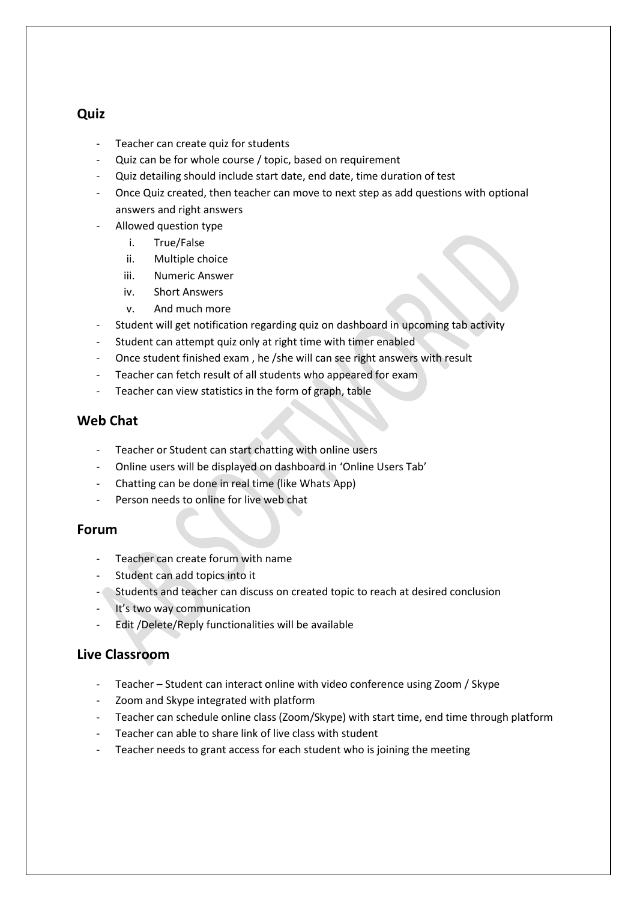## Quiz

- Teacher can create quiz for students
- Quiz can be for whole course / topic, based on requirement
- Quiz detailing should include start date, end date, time duration of test
- Once Quiz created, then teacher can move to next step as add questions with optional answers and right answers
- Allowed question type
    i. True/False
    ii. Multiple choice
    iii. Numeric Answer
    iv. Short Answers
    v. And much more
- Student will get notification regarding quiz on dashboard in upcoming tab activity
- Student can attempt quiz only at right time with timer enabled
- Once student finished exam , he /she will can see right answers with result
- Teacher can fetch result of all students who appeared for exam
- Teacher can view statistics in the form of graph, table

## Web Chat

- Teacher or Student can start chatting with online users
- Online users will be displayed on dashboard in 'Online Users Tab'
- Chatting can be done in real time (like Whats App)
- Person needs to online for live web chat

## Forum

- Teacher can create forum with name
- Student can add topics into it
- Students and teacher can discuss on created topic to reach at desired conclusion
- It's two way communication
- Edit /Delete/Reply functionalities will be available

## Live Classroom

- Teacher – Student can interact online with video conference using Zoom / Skype
- Zoom and Skype integrated with platform
- Teacher can schedule online class (Zoom/Skype) with start time, end time through platform
- Teacher can able to share link of live class with student
- Teacher needs to grant access for each student who is joining the meeting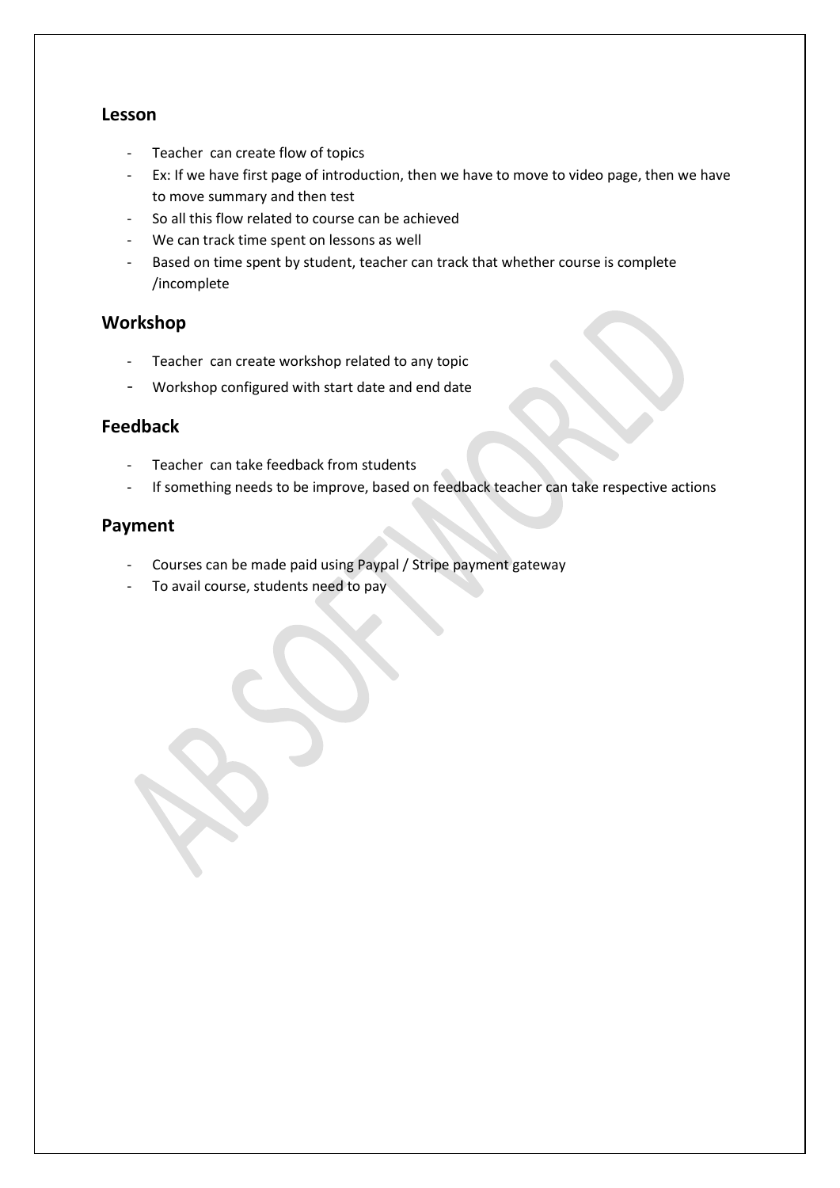## Lesson

- Teacher can create flow of topics
- Ex: If we have first page of introduction, then we have to move to video page, then we have to move summary and then test
- So all this flow related to course can be achieved
- We can track time spent on lessons as well
- Based on time spent by student, teacher can track that whether course is complete /incomplete

## Workshop

- Teacher can create workshop related to any topic
- Workshop configured with start date and end date

## Feedback

- Teacher can take feedback from students
- If something needs to be improve, based on feedback teacher can take respective actions

## Payment

- Courses can be made paid using Paypal / Stripe payment gateway
- To avail course, students need to pay